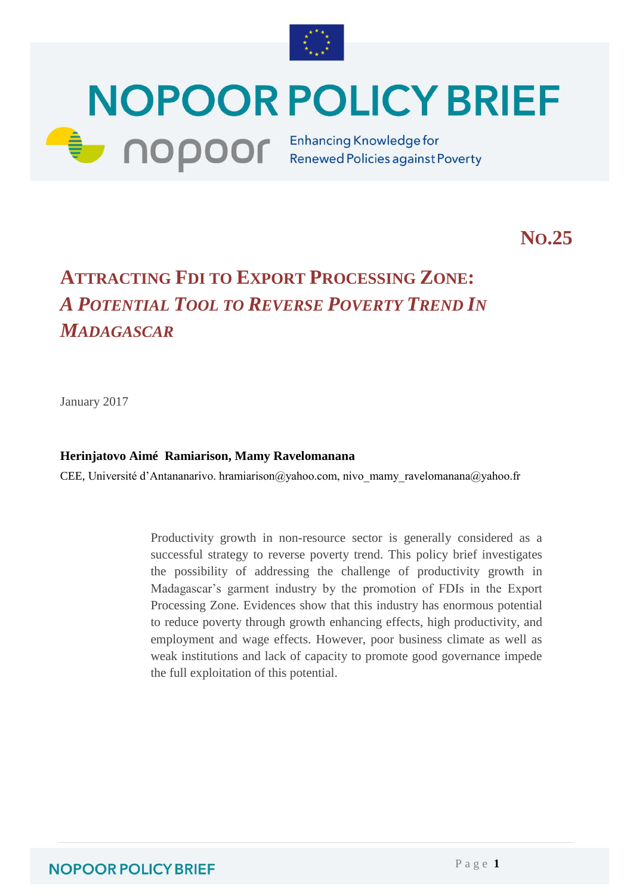# NOPOOR POLICY BRIEF

nopoor — Enhancing Knowledge for Renewed Policies against Poverty

**No.25**

## Attracting FDI to Export Processing Zone: *A Potential Tool to Reverse Poverty Trend In Madagascar*

January 2017

**Herinjatovo Aimé Ramiarison, Mamy Ravelomanana**

CEE, Université d'Antananarivo. hramiarison@yahoo.com, nivo_mamy_ravelomanana@yahoo.fr

Productivity growth in non-resource sector is generally considered as a successful strategy to reverse poverty trend. This policy brief investigates the possibility of addressing the challenge of productivity growth in Madagascar's garment industry by the promotion of FDIs in the Export Processing Zone. Evidences show that this industry has enormous potential to reduce poverty through growth enhancing effects, high productivity, and employment and wage effects. However, poor business climate as well as weak institutions and lack of capacity to promote good governance impede the full exploitation of this potential.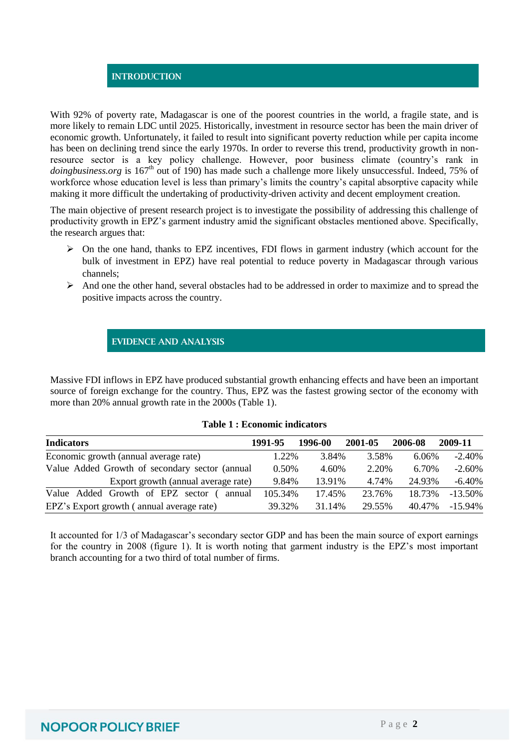## INTRODUCTION

With 92% of poverty rate, Madagascar is one of the poorest countries in the world, a fragile state, and is more likely to remain LDC until 2025. Historically, investment in resource sector has been the main driver of economic growth. Unfortunately, it failed to result into significant poverty reduction while per capita income has been on declining trend since the early 1970s. In order to reverse this trend, productivity growth in non-resource sector is a key policy challenge. However, poor business climate (country's rank in *doingbusiness.org* is 167th out of 190) has made such a challenge more likely unsuccessful. Indeed, 75% of workforce whose education level is less than primary's limits the country's capital absorptive capacity while making it more difficult the undertaking of productivity-driven activity and decent employment creation.

The main objective of present research project is to investigate the possibility of addressing this challenge of productivity growth in EPZ's garment industry amid the significant obstacles mentioned above. Specifically, the research argues that:

- On the one hand, thanks to EPZ incentives, FDI flows in garment industry (which account for the bulk of investment in EPZ) have real potential to reduce poverty in Madagascar through various channels;
- And one the other hand, several obstacles had to be addressed in order to maximize and to spread the positive impacts across the country.

## EVIDENCE AND ANALYSIS

Massive FDI inflows in EPZ have produced substantial growth enhancing effects and have been an important source of foreign exchange for the country. Thus, EPZ was the fastest growing sector of the economy with more than 20% annual growth rate in the 2000s (Table 1).

**Table 1 : Economic indicators**

| Indicators | 1991-95 | 1996-00 | 2001-05 | 2006-08 | 2009-11 |
|---|---|---|---|---|---|
| Economic growth (annual average rate) | 1.22% | 3.84% | 3.58% | 6.06% | -2.40% |
| Value Added Growth of secondary sector (annual | 0.50% | 4.60% | 2.20% | 6.70% | -2.60% |
| Export growth (annual average rate) | 9.84% | 13.91% | 4.74% | 24.93% | -6.40% |
| Value Added Growth of EPZ sector ( annual | 105.34% | 17.45% | 23.76% | 18.73% | -13.50% |
| EPZ's Export growth ( annual average rate) | 39.32% | 31.14% | 29.55% | 40.47% | -15.94% |

It accounted for 1/3 of Madagascar's secondary sector GDP and has been the main source of export earnings for the country in 2008 (figure 1). It is worth noting that garment industry is the EPZ's most important branch accounting for a two third of total number of firms.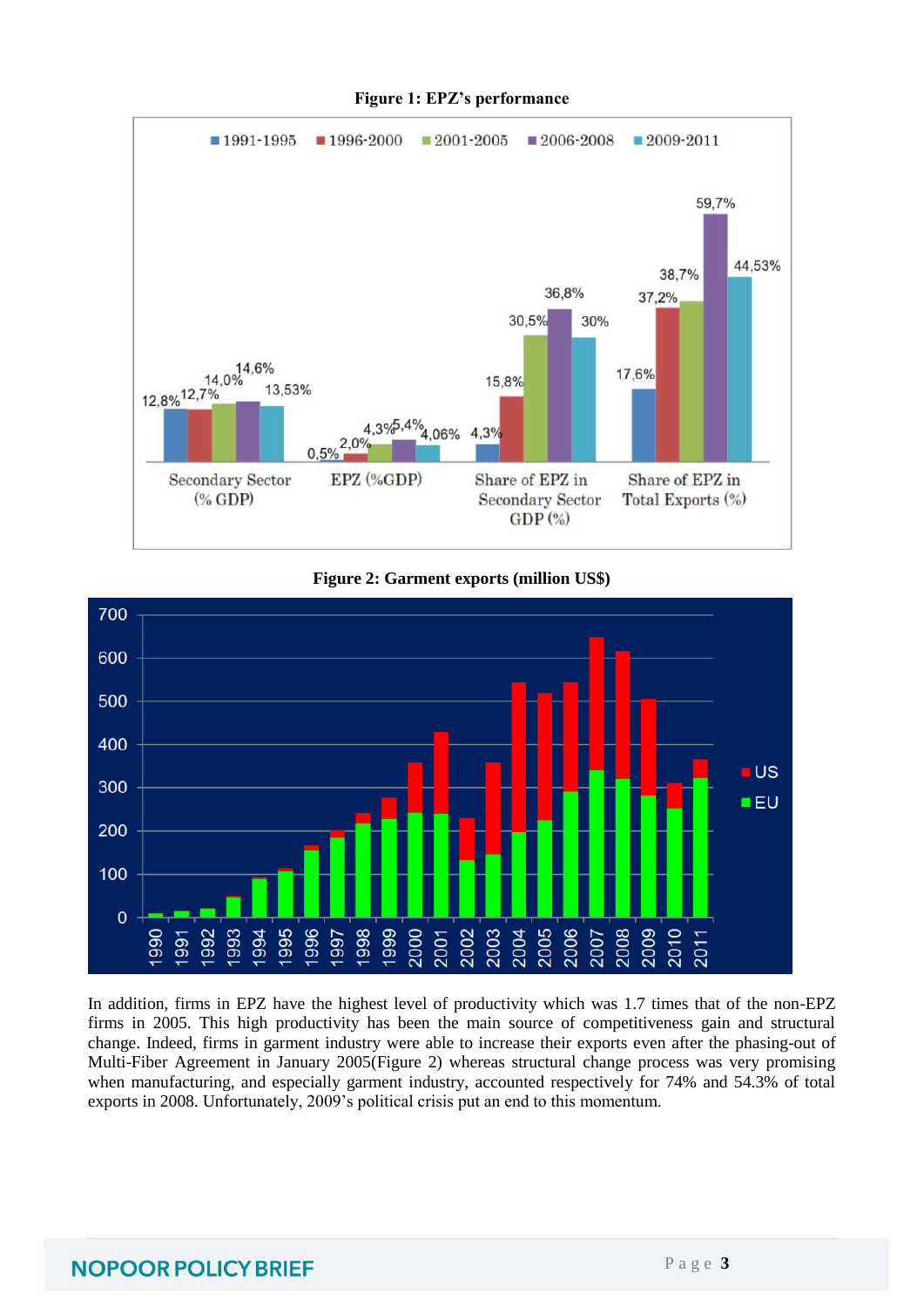**Figure 1: EPZ's performance**

**Figure 2: Garment exports (million US$)**

In addition, firms in EPZ have the highest level of productivity which was 1.7 times that of the non-EPZ firms in 2005. This high productivity has been the main source of competitiveness gain and structural change. Indeed, firms in garment industry were able to increase their exports even after the phasing-out of Multi-Fiber Agreement in January 2005(Figure 2) whereas structural change process was very promising when manufacturing, and especially garment industry, accounted respectively for 74% and 54.3% of total exports in 2008. Unfortunately, 2009's political crisis put an end to this momentum.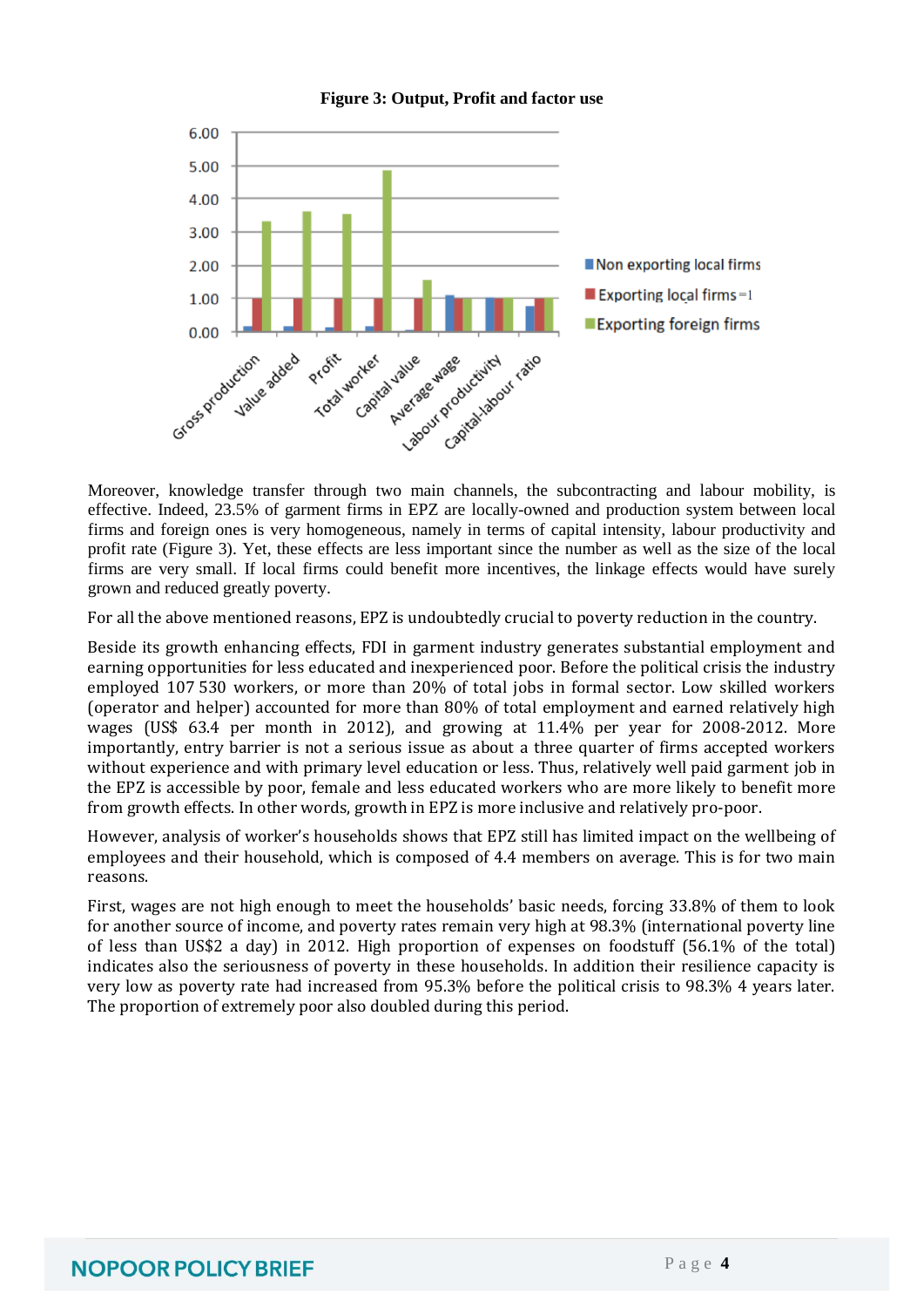**Figure 3: Output, Profit and factor use**

Moreover, knowledge transfer through two main channels, the subcontracting and labour mobility, is effective. Indeed, 23.5% of garment firms in EPZ are locally-owned and production system between local firms and foreign ones is very homogeneous, namely in terms of capital intensity, labour productivity and profit rate (Figure 3). Yet, these effects are less important since the number as well as the size of the local firms are very small. If local firms could benefit more incentives, the linkage effects would have surely grown and reduced greatly poverty.

For all the above mentioned reasons, EPZ is undoubtedly crucial to poverty reduction in the country.

Beside its growth enhancing effects, FDI in garment industry generates substantial employment and earning opportunities for less educated and inexperienced poor. Before the political crisis the industry employed 107 530 workers, or more than 20% of total jobs in formal sector. Low skilled workers (operator and helper) accounted for more than 80% of total employment and earned relatively high wages (US$ 63.4 per month in 2012), and growing at 11.4% per year for 2008-2012. More importantly, entry barrier is not a serious issue as about a three quarter of firms accepted workers without experience and with primary level education or less. Thus, relatively well paid garment job in the EPZ is accessible by poor, female and less educated workers who are more likely to benefit more from growth effects. In other words, growth in EPZ is more inclusive and relatively pro-poor.

However, analysis of worker's households shows that EPZ still has limited impact on the wellbeing of employees and their household, which is composed of 4.4 members on average. This is for two main reasons.

First, wages are not high enough to meet the households' basic needs, forcing 33.8% of them to look for another source of income, and poverty rates remain very high at 98.3% (international poverty line of less than US$2 a day) in 2012. High proportion of expenses on foodstuff (56.1% of the total) indicates also the seriousness of poverty in these households. In addition their resilience capacity is very low as poverty rate had increased from 95.3% before the political crisis to 98.3% 4 years later. The proportion of extremely poor also doubled during this period.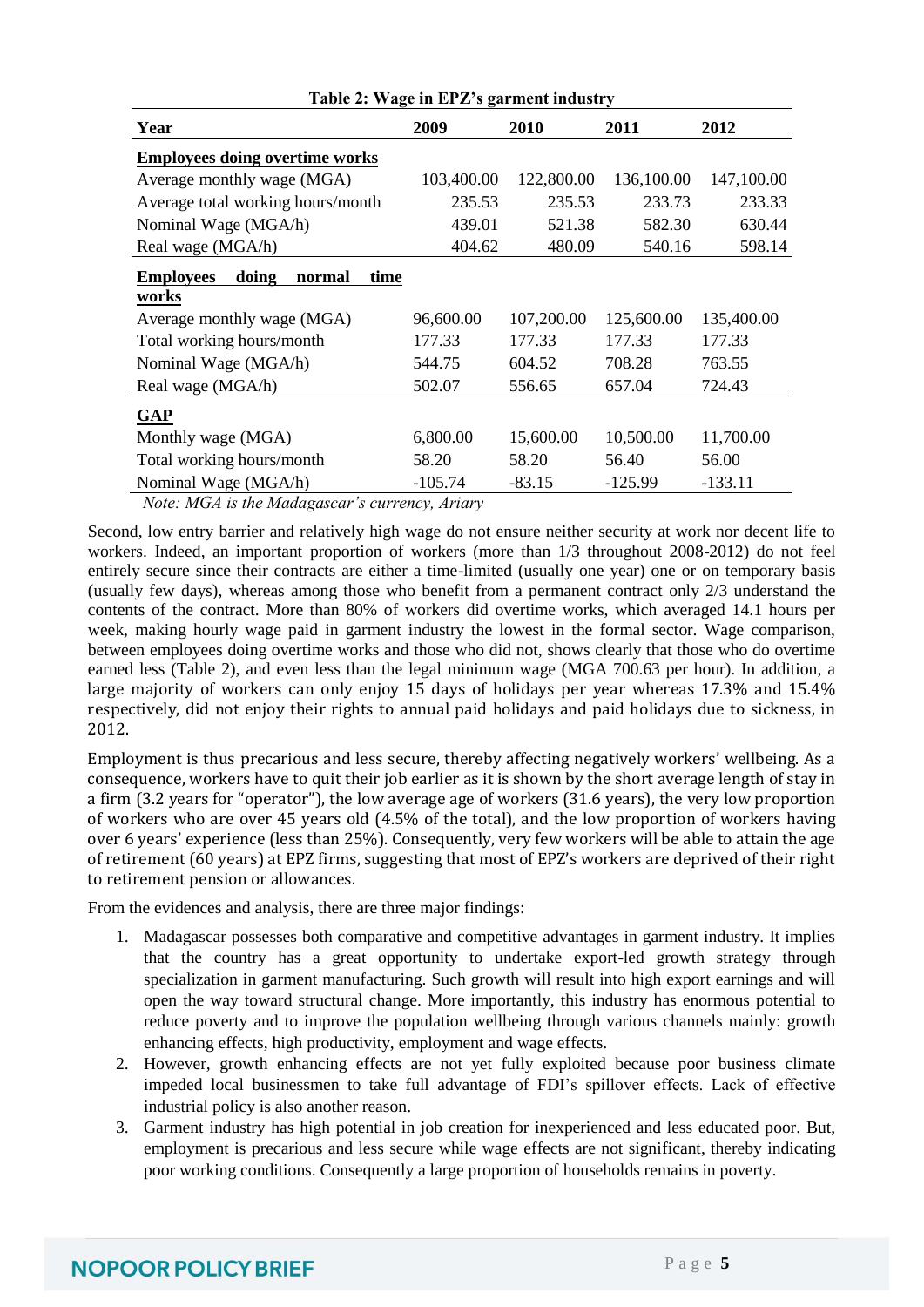**Table 2: Wage in EPZ's garment industry**

| Year | 2009 | 2010 | 2011 | 2012 |
|---|---|---|---|---|
| **Employees doing overtime works** | | | | |
| Average monthly wage (MGA) | 103,400.00 | 122,800.00 | 136,100.00 | 147,100.00 |
| Average total working hours/month | 235.53 | 235.53 | 233.73 | 233.33 |
| Nominal Wage (MGA/h) | 439.01 | 521.38 | 582.30 | 630.44 |
| Real wage (MGA/h) | 404.62 | 480.09 | 540.16 | 598.14 |
| **Employees doing normal time works** | | | | |
| Average monthly wage (MGA) | 96,600.00 | 107,200.00 | 125,600.00 | 135,400.00 |
| Total working hours/month | 177.33 | 177.33 | 177.33 | 177.33 |
| Nominal Wage (MGA/h) | 544.75 | 604.52 | 708.28 | 763.55 |
| Real wage (MGA/h) | 502.07 | 556.65 | 657.04 | 724.43 |
| **GAP** | | | | |
| Monthly wage (MGA) | 6,800.00 | 15,600.00 | 10,500.00 | 11,700.00 |
| Total working hours/month | 58.20 | 58.20 | 56.40 | 56.00 |
| Nominal Wage (MGA/h) | -105.74 | -83.15 | -125.99 | -133.11 |

*Note: MGA is the Madagascar's currency, Ariary*

Second, low entry barrier and relatively high wage do not ensure neither security at work nor decent life to workers. Indeed, an important proportion of workers (more than 1/3 throughout 2008-2012) do not feel entirely secure since their contracts are either a time-limited (usually one year) one or on temporary basis (usually few days), whereas among those who benefit from a permanent contract only 2/3 understand the contents of the contract. More than 80% of workers did overtime works, which averaged 14.1 hours per week, making hourly wage paid in garment industry the lowest in the formal sector. Wage comparison, between employees doing overtime works and those who did not, shows clearly that those who do overtime earned less (Table 2), and even less than the legal minimum wage (MGA 700.63 per hour). In addition, a large majority of workers can only enjoy 15 days of holidays per year whereas 17.3% and 15.4% respectively, did not enjoy their rights to annual paid holidays and paid holidays due to sickness, in 2012.

Employment is thus precarious and less secure, thereby affecting negatively workers' wellbeing. As a consequence, workers have to quit their job earlier as it is shown by the short average length of stay in a firm (3.2 years for "operator"), the low average age of workers (31.6 years), the very low proportion of workers who are over 45 years old (4.5% of the total), and the low proportion of workers having over 6 years' experience (less than 25%). Consequently, very few workers will be able to attain the age of retirement (60 years) at EPZ firms, suggesting that most of EPZ's workers are deprived of their right to retirement pension or allowances.

From the evidences and analysis, there are three major findings:

1. Madagascar possesses both comparative and competitive advantages in garment industry. It implies that the country has a great opportunity to undertake export-led growth strategy through specialization in garment manufacturing. Such growth will result into high export earnings and will open the way toward structural change. More importantly, this industry has enormous potential to reduce poverty and to improve the population wellbeing through various channels mainly: growth enhancing effects, high productivity, employment and wage effects.
2. However, growth enhancing effects are not yet fully exploited because poor business climate impeded local businessmen to take full advantage of FDI's spillover effects. Lack of effective industrial policy is also another reason.
3. Garment industry has high potential in job creation for inexperienced and less educated poor. But, employment is precarious and less secure while wage effects are not significant, thereby indicating poor working conditions. Consequently a large proportion of households remains in poverty.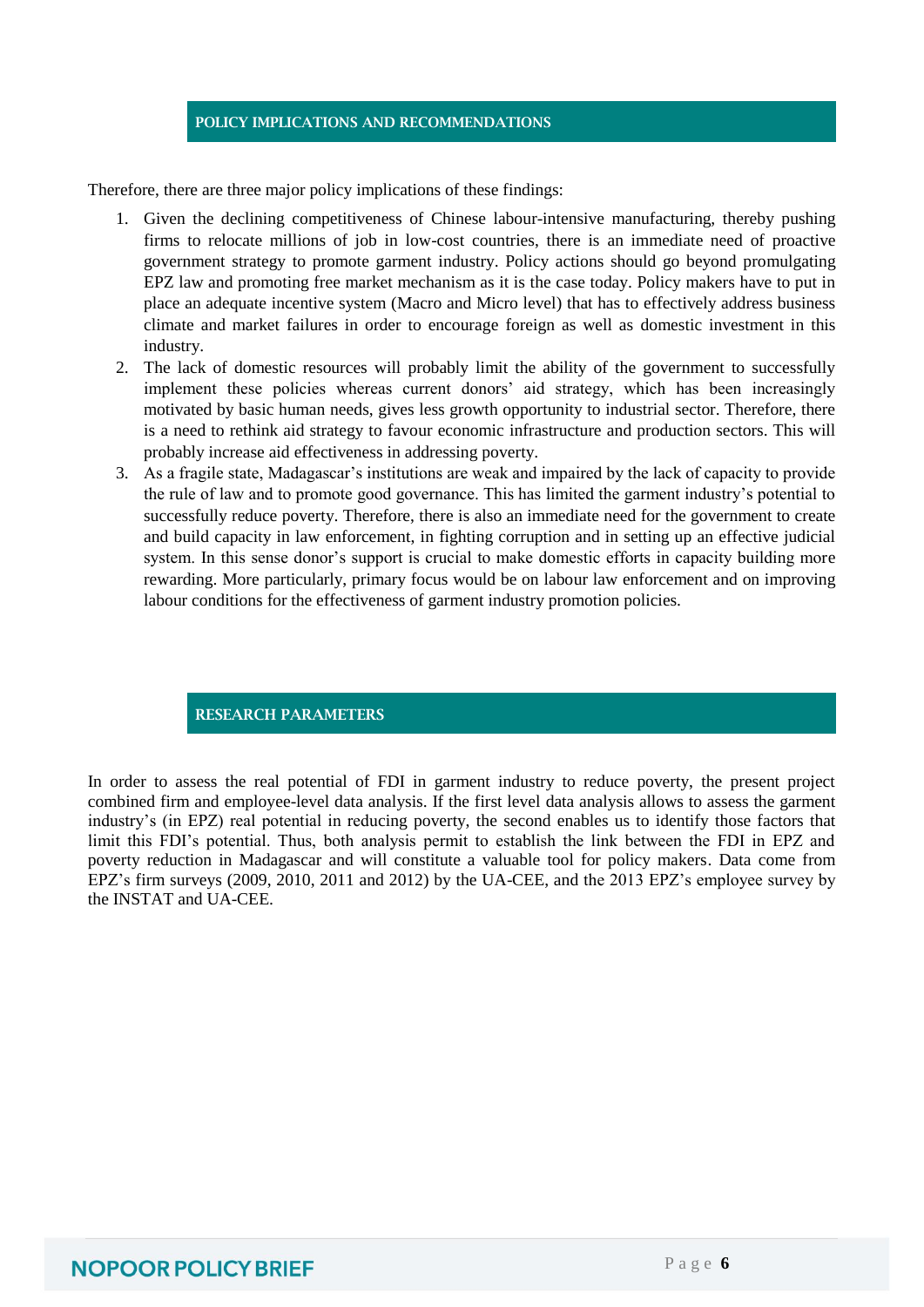## POLICY IMPLICATIONS AND RECOMMENDATIONS

Therefore, there are three major policy implications of these findings:

1. Given the declining competitiveness of Chinese labour-intensive manufacturing, thereby pushing firms to relocate millions of job in low-cost countries, there is an immediate need of proactive government strategy to promote garment industry. Policy actions should go beyond promulgating EPZ law and promoting free market mechanism as it is the case today. Policy makers have to put in place an adequate incentive system (Macro and Micro level) that has to effectively address business climate and market failures in order to encourage foreign as well as domestic investment in this industry.
2. The lack of domestic resources will probably limit the ability of the government to successfully implement these policies whereas current donors' aid strategy, which has been increasingly motivated by basic human needs, gives less growth opportunity to industrial sector. Therefore, there is a need to rethink aid strategy to favour economic infrastructure and production sectors. This will probably increase aid effectiveness in addressing poverty.
3. As a fragile state, Madagascar's institutions are weak and impaired by the lack of capacity to provide the rule of law and to promote good governance. This has limited the garment industry's potential to successfully reduce poverty. Therefore, there is also an immediate need for the government to create and build capacity in law enforcement, in fighting corruption and in setting up an effective judicial system. In this sense donor's support is crucial to make domestic efforts in capacity building more rewarding. More particularly, primary focus would be on labour law enforcement and on improving labour conditions for the effectiveness of garment industry promotion policies.

## RESEARCH PARAMETERS

In order to assess the real potential of FDI in garment industry to reduce poverty, the present project combined firm and employee-level data analysis. If the first level data analysis allows to assess the garment industry's (in EPZ) real potential in reducing poverty, the second enables us to identify those factors that limit this FDI's potential. Thus, both analysis permit to establish the link between the FDI in EPZ and poverty reduction in Madagascar and will constitute a valuable tool for policy makers. Data come from EPZ's firm surveys (2009, 2010, 2011 and 2012) by the UA-CEE, and the 2013 EPZ's employee survey by the INSTAT and UA-CEE.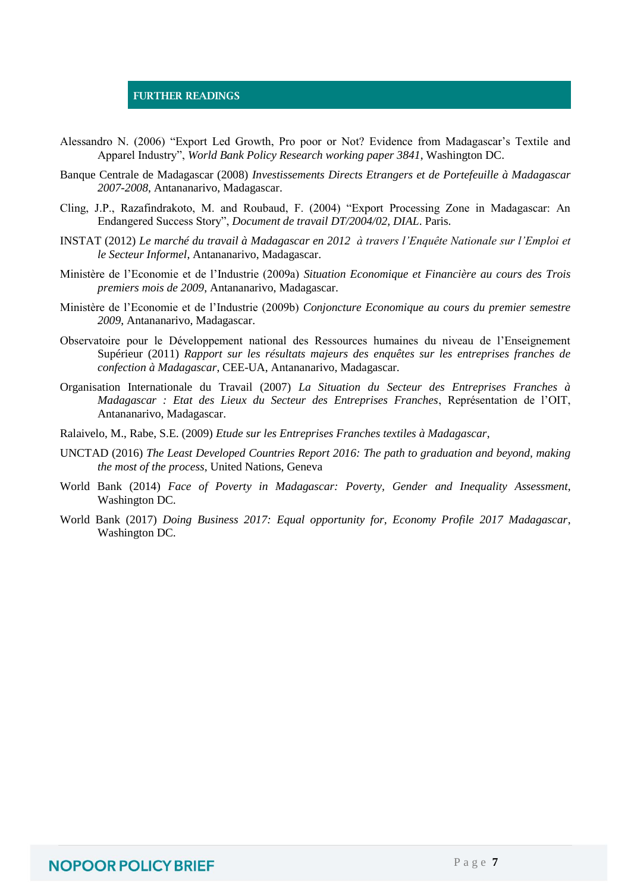## FURTHER READINGS

Alessandro N. (2006) "Export Led Growth, Pro poor or Not? Evidence from Madagascar's Textile and Apparel Industry", *World Bank Policy Research working paper 3841*, Washington DC.

Banque Centrale de Madagascar (2008) *Investissements Directs Etrangers et de Portefeuille à Madagascar 2007-2008*, Antananarivo, Madagascar.

Cling, J.P., Razafindrakoto, M. and Roubaud, F. (2004) "Export Processing Zone in Madagascar: An Endangered Success Story", *Document de travail DT/2004/02, DIAL*. Paris.

INSTAT (2012) *Le marché du travail à Madagascar en 2012 à travers l'Enquête Nationale sur l'Emploi et le Secteur Informel*, Antananarivo, Madagascar.

Ministère de l'Economie et de l'Industrie (2009a) *Situation Economique et Financière au cours des Trois premiers mois de 2009*, Antananarivo, Madagascar.

Ministère de l'Economie et de l'Industrie (2009b) *Conjoncture Economique au cours du premier semestre 2009*, Antananarivo, Madagascar.

Observatoire pour le Développement national des Ressources humaines du niveau de l'Enseignement Supérieur (2011) *Rapport sur les résultats majeurs des enquêtes sur les entreprises franches de confection à Madagascar*, CEE-UA, Antananarivo, Madagascar.

Organisation Internationale du Travail (2007) *La Situation du Secteur des Entreprises Franches à Madagascar : Etat des Lieux du Secteur des Entreprises Franches*, Représentation de l'OIT, Antananarivo, Madagascar.

Ralaivelo, M., Rabe, S.E. (2009) *Etude sur les Entreprises Franches textiles à Madagascar*,

UNCTAD (2016) *The Least Developed Countries Report 2016: The path to graduation and beyond, making the most of the process*, United Nations, Geneva

World Bank (2014) *Face of Poverty in Madagascar: Poverty, Gender and Inequality Assessment*, Washington DC.

World Bank (2017) *Doing Business 2017: Equal opportunity for, Economy Profile 2017 Madagascar*, Washington DC.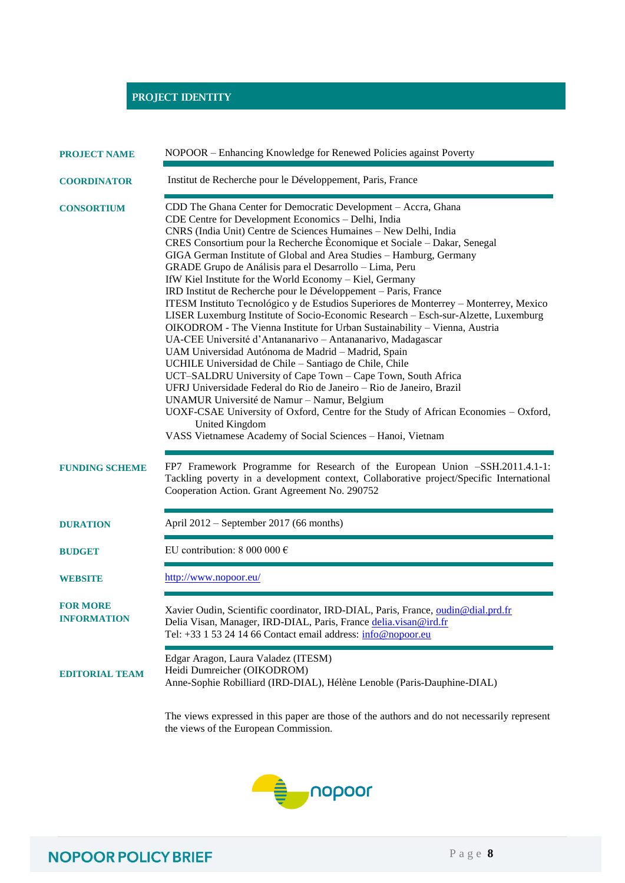## PROJECT IDENTITY

**PROJECT NAME**

NOPOOR – Enhancing Knowledge for Renewed Policies against Poverty

**COORDINATOR**

Institut de Recherche pour le Développement, Paris, France

**CONSORTIUM**

CDD The Ghana Center for Democratic Development – Accra, Ghana
CDE Centre for Development Economics – Delhi, India
CNRS (India Unit) Centre de Sciences Humaines – New Delhi, India
CRES Consortium pour la Recherche Èconomique et Sociale – Dakar, Senegal
GIGA German Institute of Global and Area Studies – Hamburg, Germany
GRADE Grupo de Análisis para el Desarrollo – Lima, Peru
IfW Kiel Institute for the World Economy – Kiel, Germany
IRD Institut de Recherche pour le Développement – Paris, France
ITESM Instituto Tecnológico y de Estudios Superiores de Monterrey – Monterrey, Mexico
LISER Luxemburg Institute of Socio-Economic Research – Esch-sur-Alzette, Luxemburg
OIKODROM - The Vienna Institute for Urban Sustainability – Vienna, Austria
UA-CEE Université d'Antananarivo – Antananarivo, Madagascar
UAM Universidad Autónoma de Madrid – Madrid, Spain
UCHILE Universidad de Chile – Santiago de Chile, Chile
UCT–SALDRU University of Cape Town – Cape Town, South Africa
UFRJ Universidade Federal do Rio de Janeiro – Rio de Janeiro, Brazil
UNAMUR Université de Namur – Namur, Belgium
UOXF-CSAE University of Oxford, Centre for the Study of African Economies – Oxford, United Kingdom
VASS Vietnamese Academy of Social Sciences – Hanoi, Vietnam

**FUNDING SCHEME**

FP7 Framework Programme for Research of the European Union –SSH.2011.4.1-1: Tackling poverty in a development context, Collaborative project/Specific International Cooperation Action. Grant Agreement No. 290752

**DURATION**

April 2012 – September 2017 (66 months)

**BUDGET**

EU contribution: 8 000 000 €

**WEBSITE**

http://www.nopoor.eu/

**FOR MORE INFORMATION**

Xavier Oudin, Scientific coordinator, IRD-DIAL, Paris, France, oudin@dial.prd.fr
Delia Visan, Manager, IRD-DIAL, Paris, France delia.visan@ird.fr
Tel: +33 1 53 24 14 66 Contact email address: info@nopoor.eu

**EDITORIAL TEAM**

Edgar Aragon, Laura Valadez (ITESM)
Heidi Dumreicher (OIKODROM)
Anne-Sophie Robilliard (IRD-DIAL), Hélène Lenoble (Paris-Dauphine-DIAL)

The views expressed in this paper are those of the authors and do not necessarily represent the views of the European Commission.

nopoor